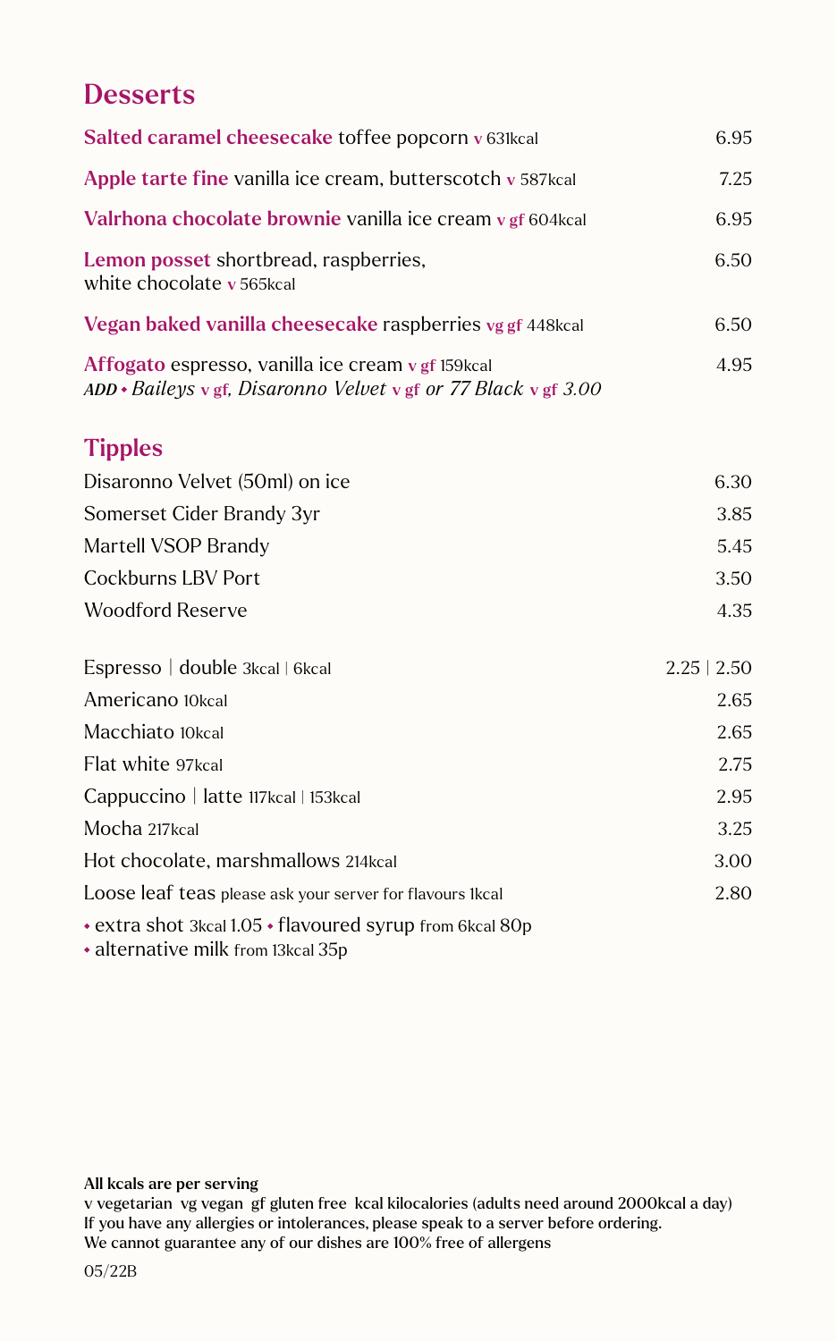## Desserts

| | |
|---|---|
| **Salted caramel cheesecake** toffee popcorn v 631kcal | 6.95 |
| **Apple tarte fine** vanilla ice cream, butterscotch v 587kcal | 7.25 |
| **Valrhona chocolate brownie** vanilla ice cream v gf 604kcal | 6.95 |
| **Lemon posset** shortbread, raspberries, white chocolate v 565kcal | 6.50 |
| **Vegan baked vanilla cheesecake** raspberries vg gf 448kcal | 6.50 |
| **Affogato** espresso, vanilla ice cream v gf 159kcal<br>*ADD • Baileys v gf, Disaronno Velvet v gf or 77 Black v gf 3.00* | 4.95 |

## Tipples

| | |
|---|---|
| Disaronno Velvet (50ml) on ice | 6.30 |
| Somerset Cider Brandy 3yr | 3.85 |
| Martell VSOP Brandy | 5.45 |
| Cockburns LBV Port | 3.50 |
| Woodford Reserve | 4.35 |

| | |
|---|---|
| Espresso \| double 3kcal \| 6kcal | 2.25 \| 2.50 |
| Americano 10kcal | 2.65 |
| Macchiato 10kcal | 2.65 |
| Flat white 97kcal | 2.75 |
| Cappuccino \| latte 117kcal \| 153kcal | 2.95 |
| Mocha 217kcal | 3.25 |
| Hot chocolate, marshmallows 214kcal | 3.00 |
| Loose leaf teas please ask your server for flavours 1kcal | 2.80 |

• extra shot 3kcal 1.05 • flavoured syrup from 6kcal 80p
• alternative milk from 13kcal 35p

**All kcals are per serving**
**v vegetarian vg vegan gf gluten free kcal kilocalories (adults need around 2000kcal a day)**
**If you have any allergies or intolerances, please speak to a server before ordering.**
**We cannot guarantee any of our dishes are 100% free of allergens**

05/22B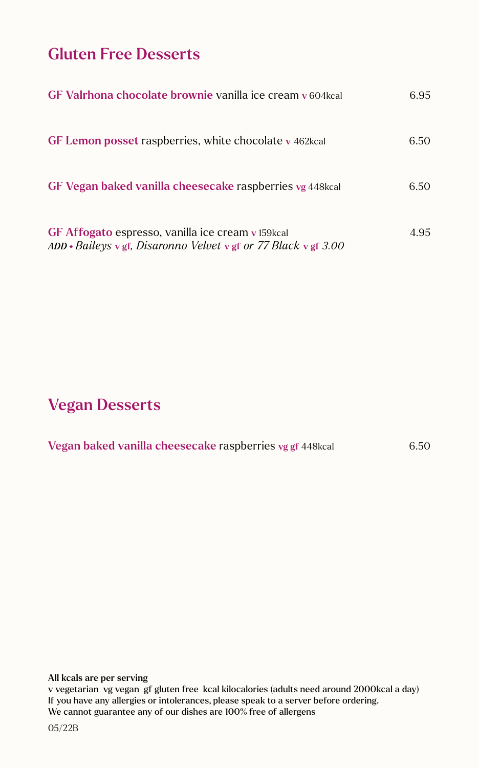## Gluten Free Desserts

**GF Valrhona chocolate brownie** vanilla ice cream v 604kcal 6.95

**GF Lemon posset** raspberries, white chocolate v 462kcal 6.50

**GF Vegan baked vanilla cheesecake** raspberries vg 448kcal 6.50

**GF Affogato** espresso, vanilla ice cream v 159kcal 4.95
***ADD*** • *Baileys* v gf*, Disaronno Velvet* v gf *or 77 Black* v gf *3.00*

## Vegan Desserts

**Vegan baked vanilla cheesecake** raspberries vg gf 448kcal 6.50

**All kcals are per serving**
v vegetarian vg vegan gf gluten free kcal kilocalories (adults need around 2000kcal a day)
If you have any allergies or intolerances, please speak to a server before ordering.
We cannot guarantee any of our dishes are 100% free of allergens

05/22B